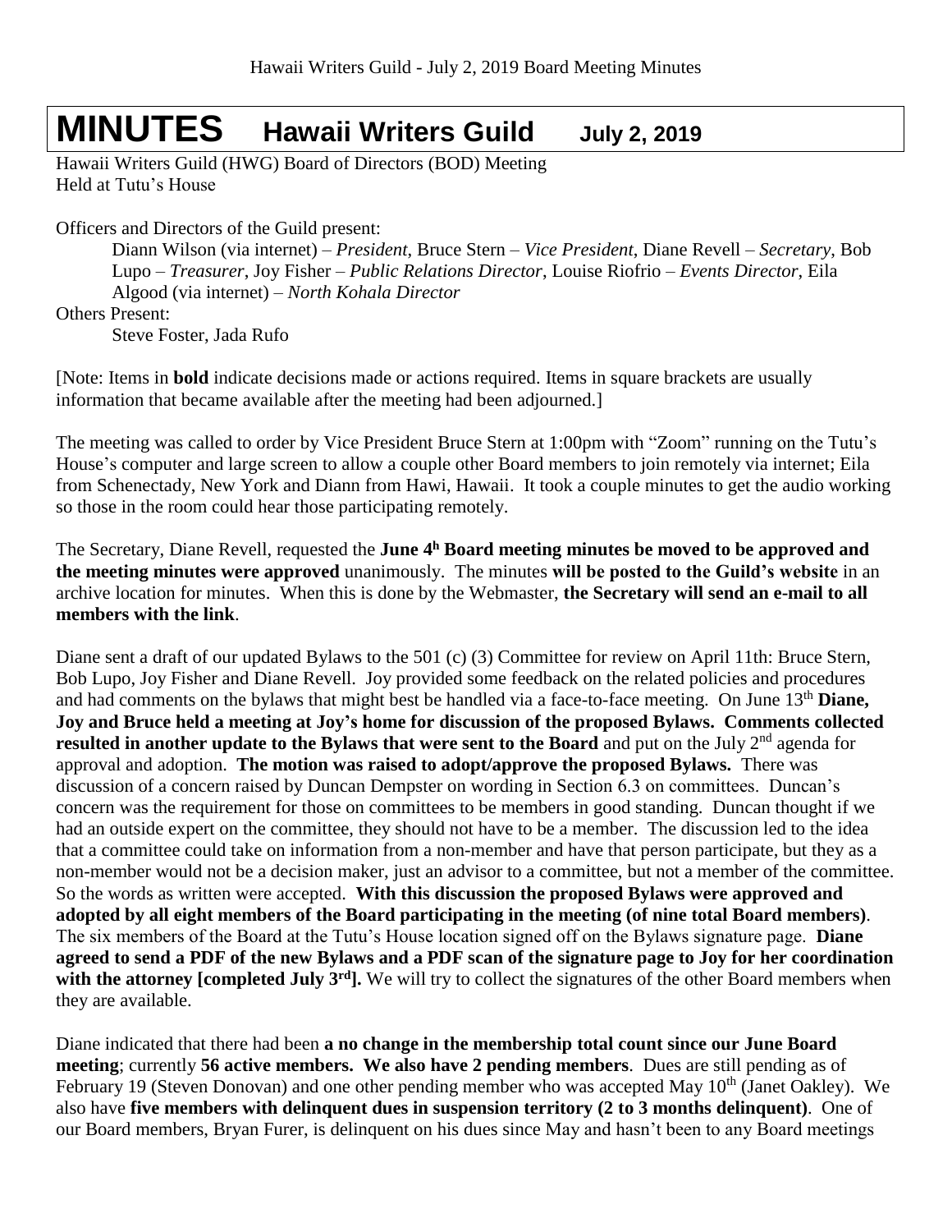# MINUTES Hawaii Writers Guild July 2, 2019

Hawaii Writers Guild (HWG) Board of Directors (BOD) Meeting
Held at Tutu's House

Officers and Directors of the Guild present:

Diann Wilson (via internet) – *President*, Bruce Stern – *Vice President*, Diane Revell – *Secretary*, Bob Lupo – *Treasurer*, Joy Fisher – *Public Relations Director*, Louise Riofrio – *Events Director*, Eila Algood (via internet) – *North Kohala Director*

Others Present:

Steve Foster, Jada Rufo

[Note: Items in **bold** indicate decisions made or actions required. Items in square brackets are usually information that became available after the meeting had been adjourned.]

The meeting was called to order by Vice President Bruce Stern at 1:00pm with "Zoom" running on the Tutu's House's computer and large screen to allow a couple other Board members to join remotely via internet; Eila from Schenectady, New York and Diann from Hawi, Hawaii. It took a couple minutes to get the audio working so those in the room could hear those participating remotely.

The Secretary, Diane Revell, requested the **June 4h Board meeting minutes be moved to be approved and the meeting minutes were approved** unanimously. The minutes **will be posted to the Guild's website** in an archive location for minutes. When this is done by the Webmaster, **the Secretary will send an e-mail to all members with the link**.

Diane sent a draft of our updated Bylaws to the 501 (c) (3) Committee for review on April 11th: Bruce Stern, Bob Lupo, Joy Fisher and Diane Revell. Joy provided some feedback on the related policies and procedures and had comments on the bylaws that might best be handled via a face-to-face meeting. On June 13th **Diane, Joy and Bruce held a meeting at Joy's home for discussion of the proposed Bylaws. Comments collected resulted in another update to the Bylaws that were sent to the Board** and put on the July 2nd agenda for approval and adoption. **The motion was raised to adopt/approve the proposed Bylaws.** There was discussion of a concern raised by Duncan Dempster on wording in Section 6.3 on committees. Duncan's concern was the requirement for those on committees to be members in good standing. Duncan thought if we had an outside expert on the committee, they should not have to be a member. The discussion led to the idea that a committee could take on information from a non-member and have that person participate, but they as a non-member would not be a decision maker, just an advisor to a committee, but not a member of the committee. So the words as written were accepted. **With this discussion the proposed Bylaws were approved and adopted by all eight members of the Board participating in the meeting (of nine total Board members)**. The six members of the Board at the Tutu's House location signed off on the Bylaws signature page. **Diane agreed to send a PDF of the new Bylaws and a PDF scan of the signature page to Joy for her coordination with the attorney [completed July 3rd].** We will try to collect the signatures of the other Board members when they are available.

Diane indicated that there had been **a no change in the membership total count since our June Board meeting**; currently **56 active members. We also have 2 pending members**. Dues are still pending as of February 19 (Steven Donovan) and one other pending member who was accepted May 10th (Janet Oakley). We also have **five members with delinquent dues in suspension territory (2 to 3 months delinquent)**. One of our Board members, Bryan Furer, is delinquent on his dues since May and hasn't been to any Board meetings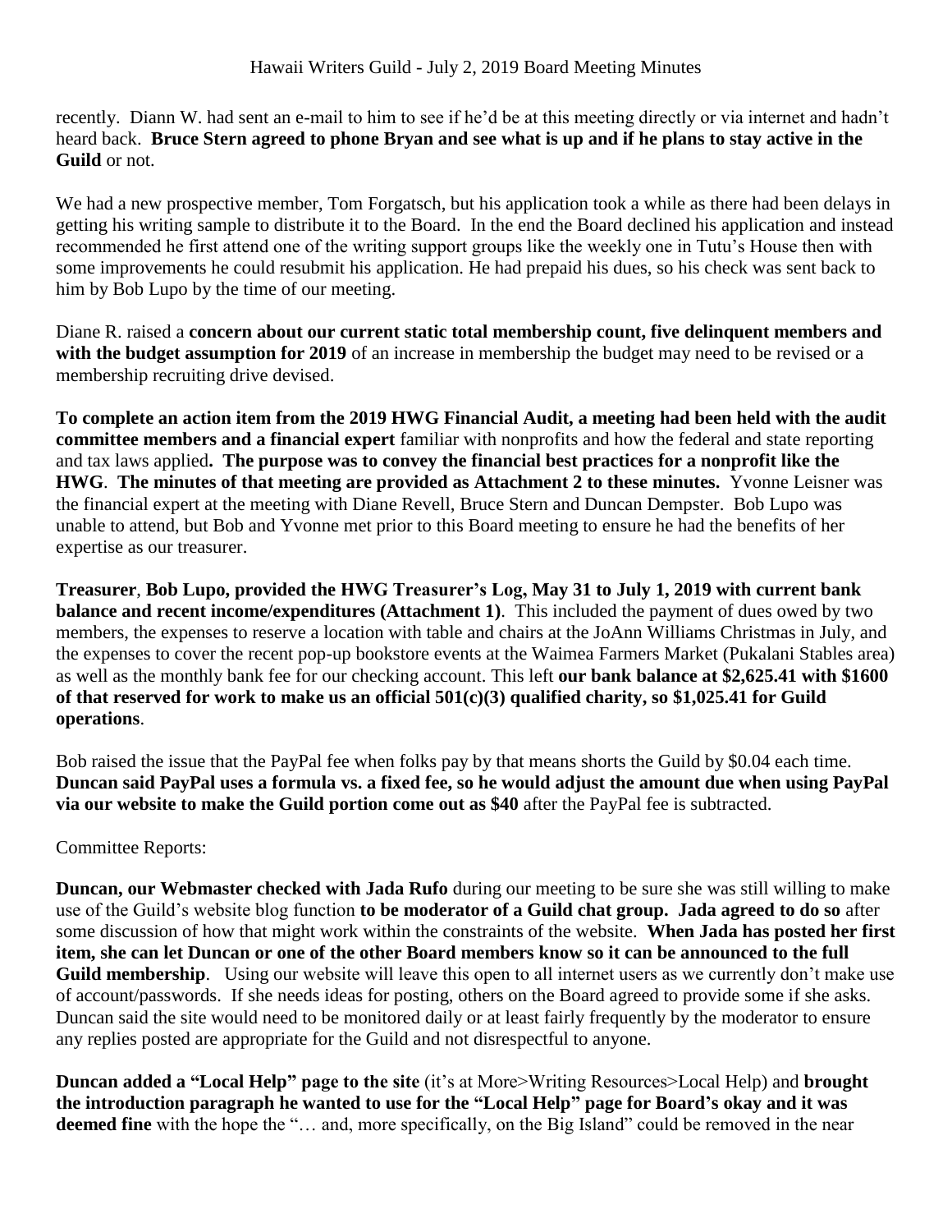recently. Diann W. had sent an e-mail to him to see if he'd be at this meeting directly or via internet and hadn't heard back. **Bruce Stern agreed to phone Bryan and see what is up and if he plans to stay active in the Guild** or not.

We had a new prospective member, Tom Forgatsch, but his application took a while as there had been delays in getting his writing sample to distribute it to the Board. In the end the Board declined his application and instead recommended he first attend one of the writing support groups like the weekly one in Tutu's House then with some improvements he could resubmit his application. He had prepaid his dues, so his check was sent back to him by Bob Lupo by the time of our meeting.

Diane R. raised a **concern about our current static total membership count, five delinquent members and with the budget assumption for 2019** of an increase in membership the budget may need to be revised or a membership recruiting drive devised.

**To complete an action item from the 2019 HWG Financial Audit, a meeting had been held with the audit committee members and a financial expert** familiar with nonprofits and how the federal and state reporting and tax laws applied**. The purpose was to convey the financial best practices for a nonprofit like the HWG**. **The minutes of that meeting are provided as Attachment 2 to these minutes.** Yvonne Leisner was the financial expert at the meeting with Diane Revell, Bruce Stern and Duncan Dempster. Bob Lupo was unable to attend, but Bob and Yvonne met prior to this Board meeting to ensure he had the benefits of her expertise as our treasurer.

**Treasurer**, **Bob Lupo, provided the HWG Treasurer's Log, May 31 to July 1, 2019 with current bank balance and recent income/expenditures (Attachment 1)**. This included the payment of dues owed by two members, the expenses to reserve a location with table and chairs at the JoAnn Williams Christmas in July, and the expenses to cover the recent pop-up bookstore events at the Waimea Farmers Market (Pukalani Stables area) as well as the monthly bank fee for our checking account. This left **our bank balance at $2,625.41 with $1600 of that reserved for work to make us an official 501(c)(3) qualified charity, so $1,025.41 for Guild operations**.

Bob raised the issue that the PayPal fee when folks pay by that means shorts the Guild by $0.04 each time. **Duncan said PayPal uses a formula vs. a fixed fee, so he would adjust the amount due when using PayPal via our website to make the Guild portion come out as $40** after the PayPal fee is subtracted.

Committee Reports:

**Duncan, our Webmaster checked with Jada Rufo** during our meeting to be sure she was still willing to make use of the Guild's website blog function **to be moderator of a Guild chat group. Jada agreed to do so** after some discussion of how that might work within the constraints of the website. **When Jada has posted her first item, she can let Duncan or one of the other Board members know so it can be announced to the full Guild membership**. Using our website will leave this open to all internet users as we currently don't make use of account/passwords. If she needs ideas for posting, others on the Board agreed to provide some if she asks. Duncan said the site would need to be monitored daily or at least fairly frequently by the moderator to ensure any replies posted are appropriate for the Guild and not disrespectful to anyone.

**Duncan added a "Local Help" page to the site** (it's at More>Writing Resources>Local Help) and **brought the introduction paragraph he wanted to use for the "Local Help" page for Board's okay and it was deemed fine** with the hope the "… and, more specifically, on the Big Island" could be removed in the near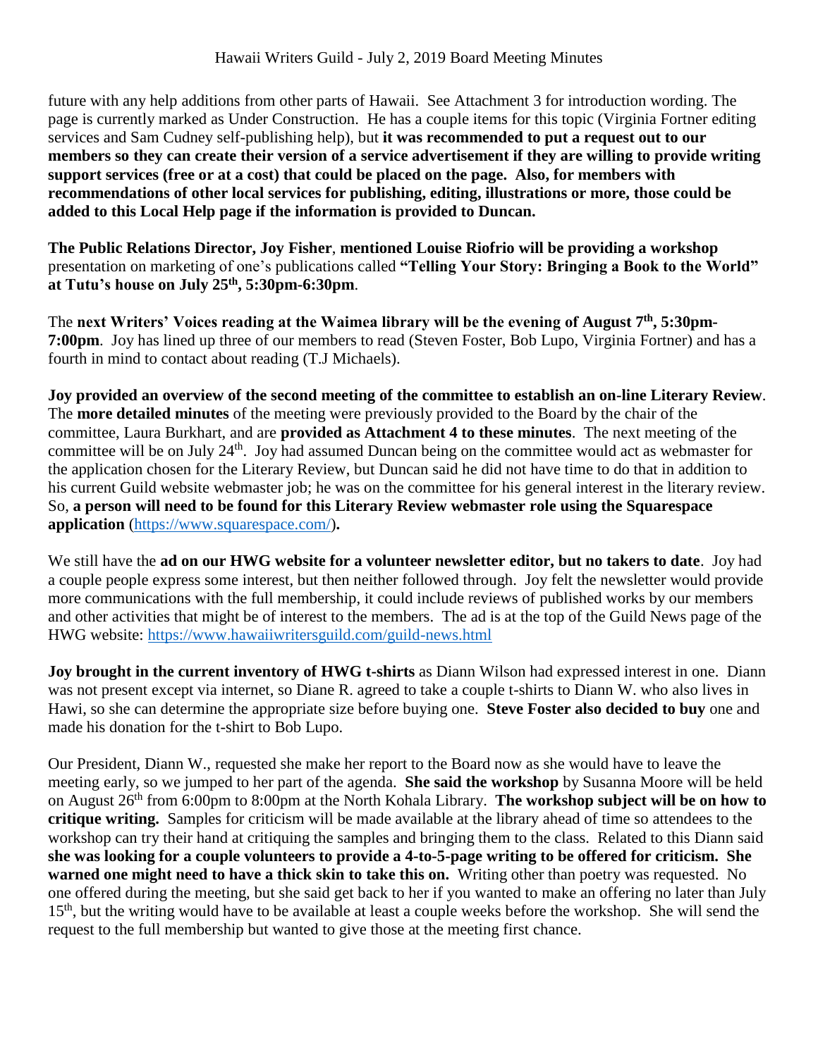future with any help additions from other parts of Hawaii. See Attachment 3 for introduction wording. The page is currently marked as Under Construction. He has a couple items for this topic (Virginia Fortner editing services and Sam Cudney self-publishing help), but **it was recommended to put a request out to our members so they can create their version of a service advertisement if they are willing to provide writing support services (free or at a cost) that could be placed on the page. Also, for members with recommendations of other local services for publishing, editing, illustrations or more, those could be added to this Local Help page if the information is provided to Duncan.**

**The Public Relations Director, Joy Fisher**, **mentioned Louise Riofrio will be providing a workshop** presentation on marketing of one's publications called **"Telling Your Story: Bringing a Book to the World" at Tutu's house on July 25th, 5:30pm-6:30pm**.

The **next Writers' Voices reading at the Waimea library will be the evening of August 7th, 5:30pm-7:00pm**. Joy has lined up three of our members to read (Steven Foster, Bob Lupo, Virginia Fortner) and has a fourth in mind to contact about reading (T.J Michaels).

**Joy provided an overview of the second meeting of the committee to establish an on-line Literary Review**. The **more detailed minutes** of the meeting were previously provided to the Board by the chair of the committee, Laura Burkhart, and are **provided as Attachment 4 to these minutes**. The next meeting of the committee will be on July 24th. Joy had assumed Duncan being on the committee would act as webmaster for the application chosen for the Literary Review, but Duncan said he did not have time to do that in addition to his current Guild website webmaster job; he was on the committee for his general interest in the literary review. So, **a person will need to be found for this Literary Review webmaster role using the Squarespace application** (https://www.squarespace.com/)**.**

We still have the **ad on our HWG website for a volunteer newsletter editor, but no takers to date**. Joy had a couple people express some interest, but then neither followed through. Joy felt the newsletter would provide more communications with the full membership, it could include reviews of published works by our members and other activities that might be of interest to the members. The ad is at the top of the Guild News page of the HWG website: https://www.hawaiiwritersguild.com/guild-news.html

**Joy brought in the current inventory of HWG t-shirts** as Diann Wilson had expressed interest in one. Diann was not present except via internet, so Diane R. agreed to take a couple t-shirts to Diann W. who also lives in Hawi, so she can determine the appropriate size before buying one. **Steve Foster also decided to buy** one and made his donation for the t-shirt to Bob Lupo.

Our President, Diann W., requested she make her report to the Board now as she would have to leave the meeting early, so we jumped to her part of the agenda. **She said the workshop** by Susanna Moore will be held on August 26th from 6:00pm to 8:00pm at the North Kohala Library. **The workshop subject will be on how to critique writing.** Samples for criticism will be made available at the library ahead of time so attendees to the workshop can try their hand at critiquing the samples and bringing them to the class. Related to this Diann said **she was looking for a couple volunteers to provide a 4-to-5-page writing to be offered for criticism. She warned one might need to have a thick skin to take this on.** Writing other than poetry was requested. No one offered during the meeting, but she said get back to her if you wanted to make an offering no later than July 15th, but the writing would have to be available at least a couple weeks before the workshop. She will send the request to the full membership but wanted to give those at the meeting first chance.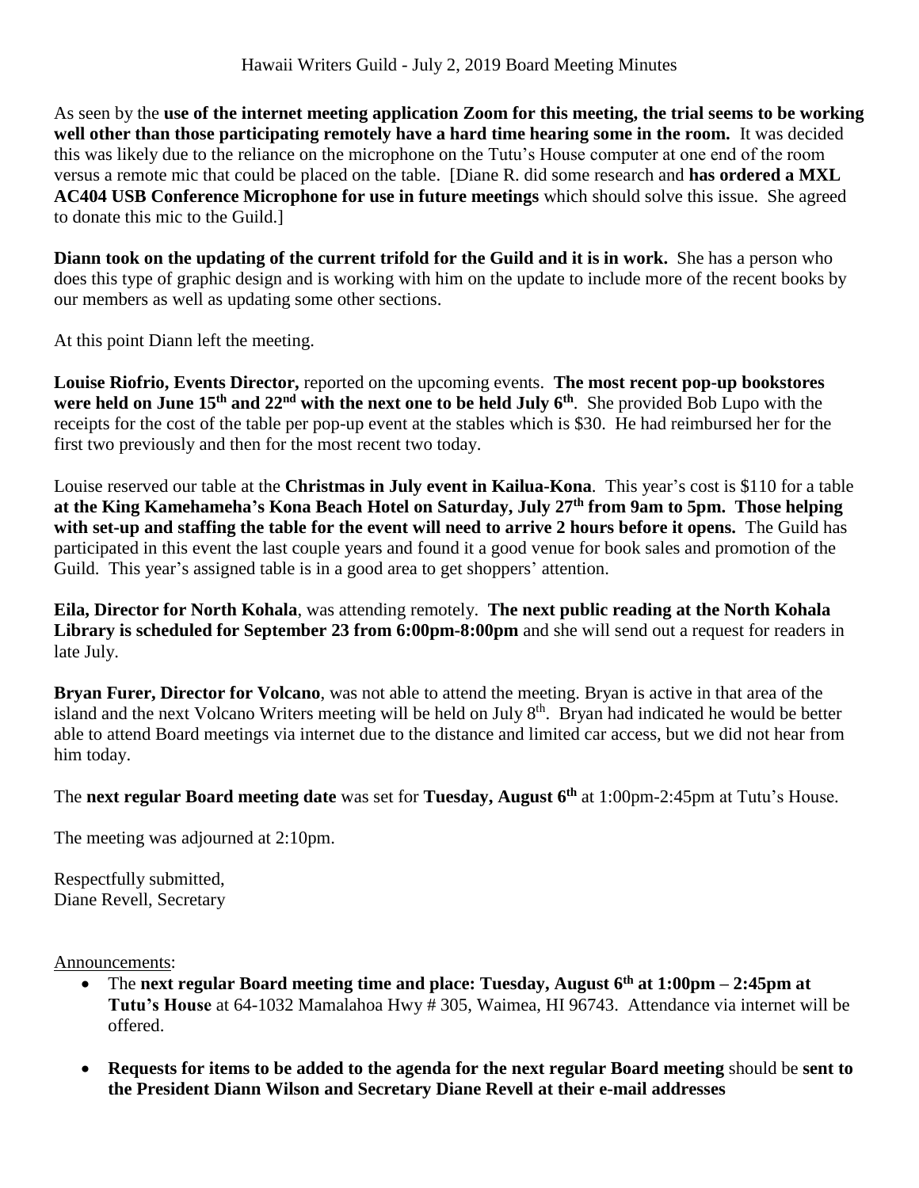Hawaii Writers Guild - July 2, 2019 Board Meeting Minutes

As seen by the **use of the internet meeting application Zoom for this meeting, the trial seems to be working well other than those participating remotely have a hard time hearing some in the room.** It was decided this was likely due to the reliance on the microphone on the Tutu's House computer at one end of the room versus a remote mic that could be placed on the table. [Diane R. did some research and **has ordered a MXL AC404 USB Conference Microphone for use in future meetings** which should solve this issue. She agreed to donate this mic to the Guild.]

**Diann took on the updating of the current trifold for the Guild and it is in work.** She has a person who does this type of graphic design and is working with him on the update to include more of the recent books by our members as well as updating some other sections.

At this point Diann left the meeting.

**Louise Riofrio, Events Director,** reported on the upcoming events. **The most recent pop-up bookstores were held on June 15th and 22nd with the next one to be held July 6th**. She provided Bob Lupo with the receipts for the cost of the table per pop-up event at the stables which is $30. He had reimbursed her for the first two previously and then for the most recent two today.

Louise reserved our table at the **Christmas in July event in Kailua-Kona**. This year's cost is $110 for a table **at the King Kamehameha's Kona Beach Hotel on Saturday, July 27th from 9am to 5pm. Those helping with set-up and staffing the table for the event will need to arrive 2 hours before it opens.** The Guild has participated in this event the last couple years and found it a good venue for book sales and promotion of the Guild. This year's assigned table is in a good area to get shoppers' attention.

**Eila, Director for North Kohala**, was attending remotely. **The next public reading at the North Kohala Library is scheduled for September 23 from 6:00pm-8:00pm** and she will send out a request for readers in late July.

**Bryan Furer, Director for Volcano**, was not able to attend the meeting. Bryan is active in that area of the island and the next Volcano Writers meeting will be held on July 8th. Bryan had indicated he would be better able to attend Board meetings via internet due to the distance and limited car access, but we did not hear from him today.

The **next regular Board meeting date** was set for **Tuesday, August 6th** at 1:00pm-2:45pm at Tutu's House.

The meeting was adjourned at 2:10pm.

Respectfully submitted,
Diane Revell, Secretary

Announcements:

- The **next regular Board meeting time and place: Tuesday, August 6th at 1:00pm – 2:45pm at Tutu's House** at 64-1032 Mamalahoa Hwy # 305, Waimea, HI 96743. Attendance via internet will be offered.
- **Requests for items to be added to the agenda for the next regular Board meeting** should be **sent to the President Diann Wilson and Secretary Diane Revell at their e-mail addresses**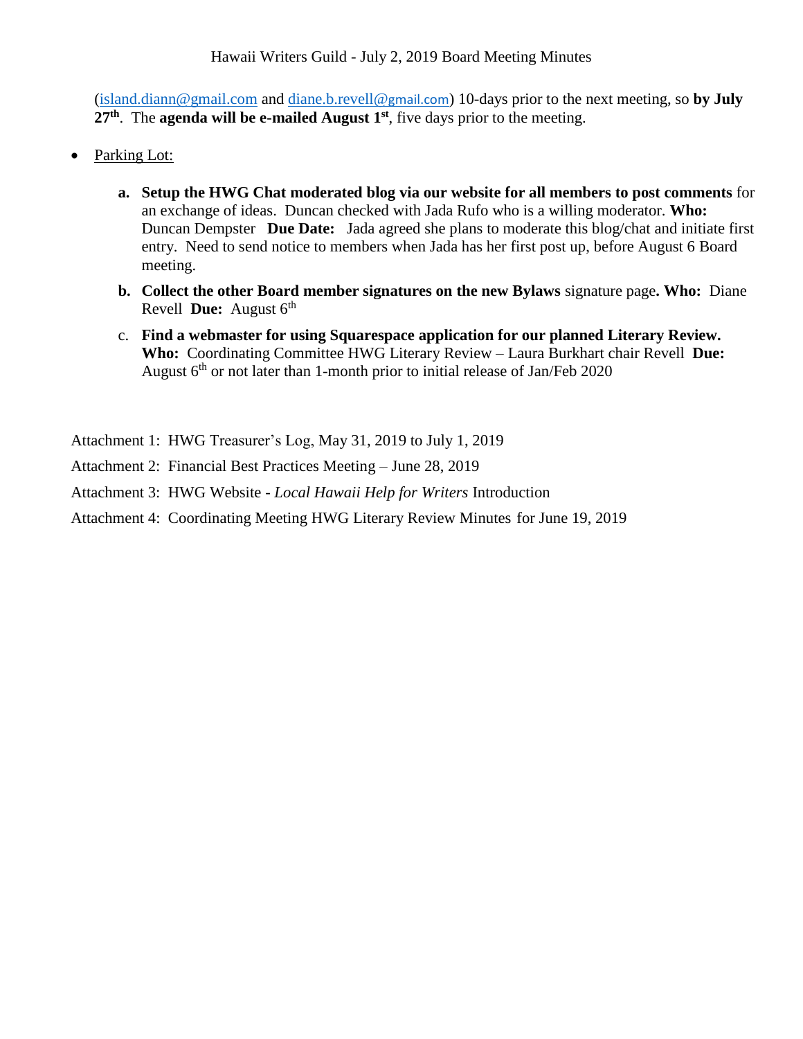(island.diann@gmail.com and diane.b.revell@gmail.com) 10-days prior to the next meeting, so **by July 27th**. The **agenda will be e-mailed August 1st**, five days prior to the meeting.

- Parking Lot:

  **a. Setup the HWG Chat moderated blog via our website for all members to post comments** for an exchange of ideas. Duncan checked with Jada Rufo who is a willing moderator. **Who:** Duncan Dempster **Due Date:** Jada agreed she plans to moderate this blog/chat and initiate first entry. Need to send notice to members when Jada has her first post up, before August 6 Board meeting.

  **b. Collect the other Board member signatures on the new Bylaws** signature page**. Who:** Diane Revell **Due:** August 6th

  c. **Find a webmaster for using Squarespace application for our planned Literary Review. Who:** Coordinating Committee HWG Literary Review – Laura Burkhart chair Revell **Due:** August 6th or not later than 1-month prior to initial release of Jan/Feb 2020

Attachment 1: HWG Treasurer's Log, May 31, 2019 to July 1, 2019

Attachment 2: Financial Best Practices Meeting – June 28, 2019

Attachment 3: HWG Website - *Local Hawaii Help for Writers* Introduction

Attachment 4: Coordinating Meeting HWG Literary Review Minutes for June 19, 2019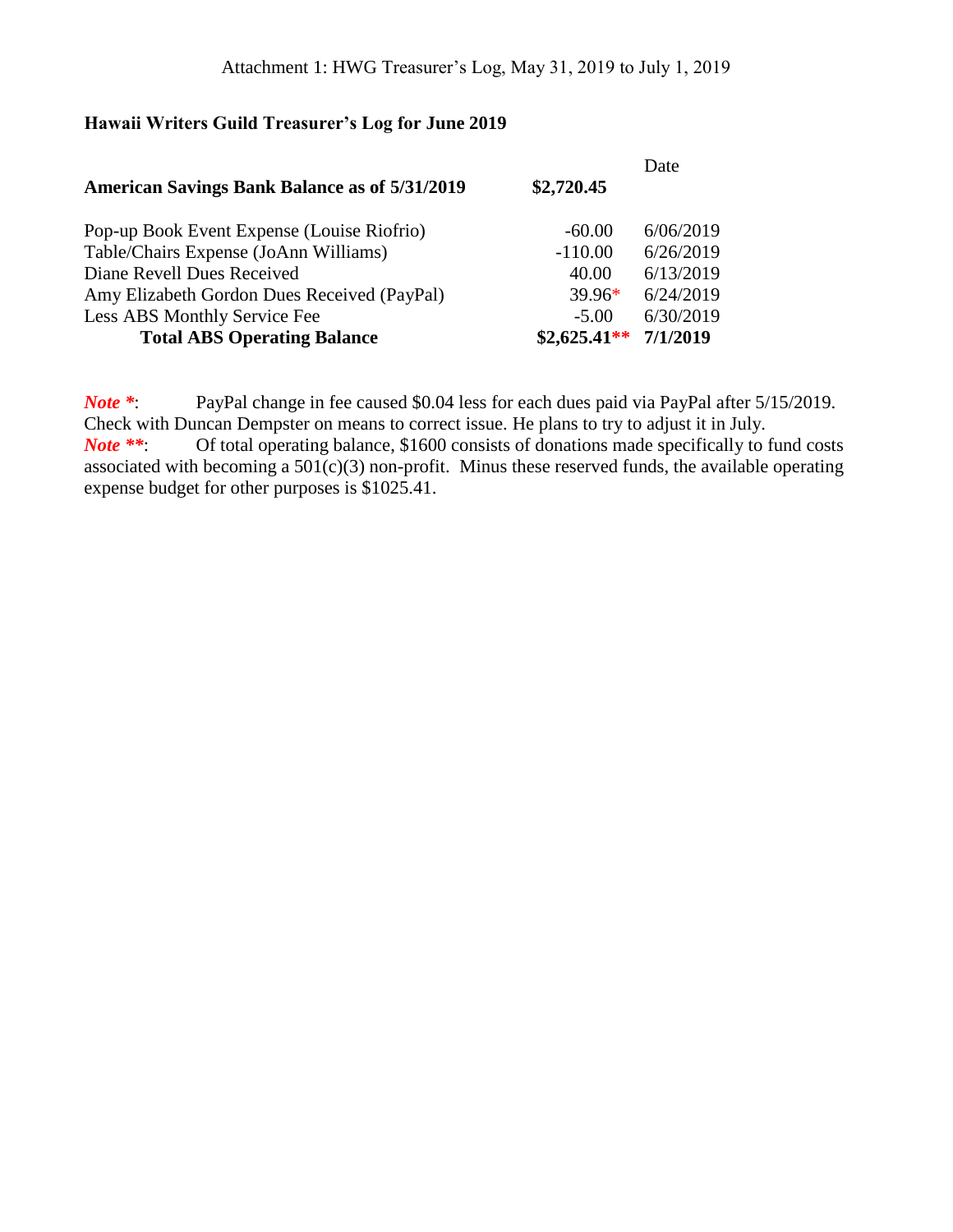Attachment 1: HWG Treasurer's Log, May 31, 2019 to July 1, 2019

## Hawaii Writers Guild Treasurer's Log for June 2019

| | | Date |
|---|---|---|
| **American Savings Bank Balance as of 5/31/2019** | **$2,720.45** | |
| Pop-up Book Event Expense (Louise Riofrio) | -60.00 | 6/06/2019 |
| Table/Chairs Expense (JoAnn Williams) | -110.00 | 6/26/2019 |
| Diane Revell Dues Received | 40.00 | 6/13/2019 |
| Amy Elizabeth Gordon Dues Received (PayPal) | 39.96* | 6/24/2019 |
| Less ABS Monthly Service Fee | -5.00 | 6/30/2019 |
| **Total ABS Operating Balance** | **$2,625.41**** | **7/1/2019** |

***Note* ***: PayPal change in fee caused $0.04 less for each dues paid via PayPal after 5/15/2019. Check with Duncan Dempster on means to correct issue. He plans to try to adjust it in July.
***Note ****: Of total operating balance, $1600 consists of donations made specifically to fund costs associated with becoming a 501(c)(3) non-profit. Minus these reserved funds, the available operating expense budget for other purposes is $1025.41.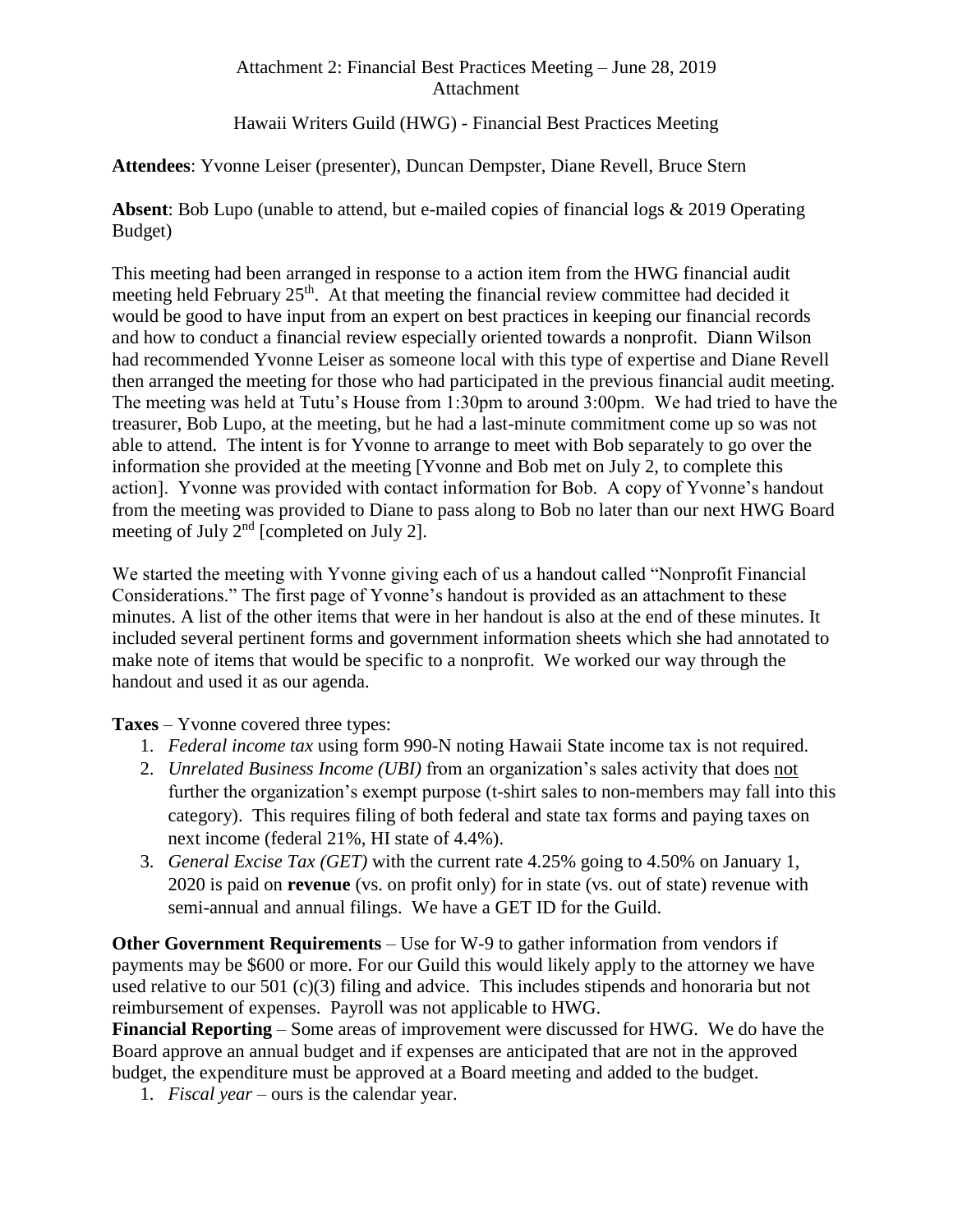Attachment 2: Financial Best Practices Meeting – June 28, 2019
Attachment

Hawaii Writers Guild (HWG) - Financial Best Practices Meeting

**Attendees**: Yvonne Leiser (presenter), Duncan Dempster, Diane Revell, Bruce Stern

**Absent**: Bob Lupo (unable to attend, but e-mailed copies of financial logs & 2019 Operating Budget)

This meeting had been arranged in response to a action item from the HWG financial audit meeting held February 25th. At that meeting the financial review committee had decided it would be good to have input from an expert on best practices in keeping our financial records and how to conduct a financial review especially oriented towards a nonprofit. Diann Wilson had recommended Yvonne Leiser as someone local with this type of expertise and Diane Revell then arranged the meeting for those who had participated in the previous financial audit meeting. The meeting was held at Tutu's House from 1:30pm to around 3:00pm. We had tried to have the treasurer, Bob Lupo, at the meeting, but he had a last-minute commitment come up so was not able to attend. The intent is for Yvonne to arrange to meet with Bob separately to go over the information she provided at the meeting [Yvonne and Bob met on July 2, to complete this action]. Yvonne was provided with contact information for Bob. A copy of Yvonne's handout from the meeting was provided to Diane to pass along to Bob no later than our next HWG Board meeting of July 2nd [completed on July 2].

We started the meeting with Yvonne giving each of us a handout called "Nonprofit Financial Considerations." The first page of Yvonne's handout is provided as an attachment to these minutes. A list of the other items that were in her handout is also at the end of these minutes. It included several pertinent forms and government information sheets which she had annotated to make note of items that would be specific to a nonprofit. We worked our way through the handout and used it as our agenda.

**Taxes** – Yvonne covered three types:

1. *Federal income tax* using form 990-N noting Hawaii State income tax is not required.
2. *Unrelated Business Income (UBI)* from an organization's sales activity that does not further the organization's exempt purpose (t-shirt sales to non-members may fall into this category). This requires filing of both federal and state tax forms and paying taxes on next income (federal 21%, HI state of 4.4%).
3. *General Excise Tax (GET)* with the current rate 4.25% going to 4.50% on January 1, 2020 is paid on **revenue** (vs. on profit only) for in state (vs. out of state) revenue with semi-annual and annual filings. We have a GET ID for the Guild.

**Other Government Requirements** – Use for W-9 to gather information from vendors if payments may be $600 or more. For our Guild this would likely apply to the attorney we have used relative to our 501 (c)(3) filing and advice. This includes stipends and honoraria but not reimbursement of expenses. Payroll was not applicable to HWG.

**Financial Reporting** – Some areas of improvement were discussed for HWG. We do have the Board approve an annual budget and if expenses are anticipated that are not in the approved budget, the expenditure must be approved at a Board meeting and added to the budget.

1. *Fiscal year* – ours is the calendar year.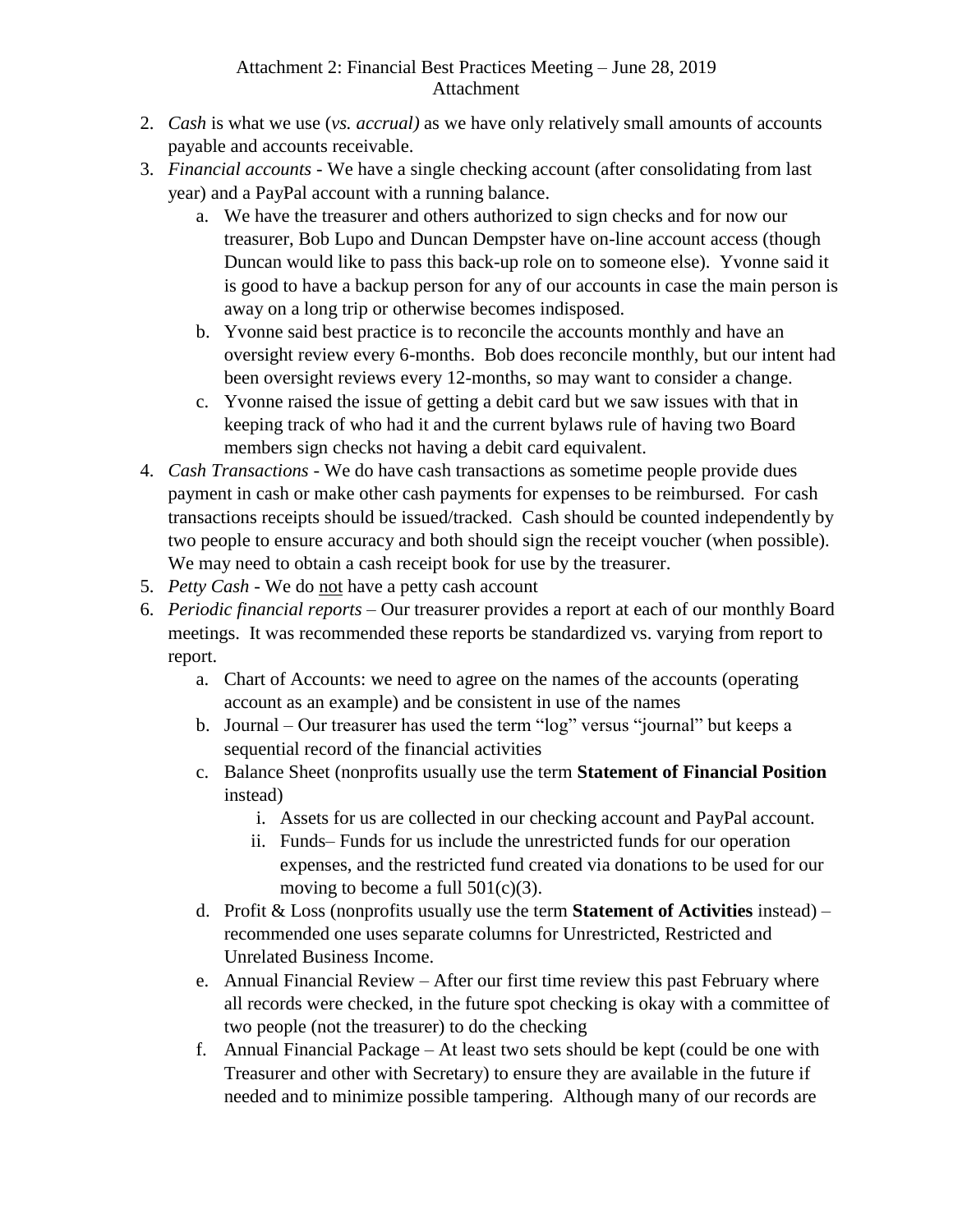Attachment 2: Financial Best Practices Meeting – June 28, 2019
Attachment

2. *Cash* is what we use (*vs. accrual)* as we have only relatively small amounts of accounts payable and accounts receivable.
3. *Financial accounts* - We have a single checking account (after consolidating from last year) and a PayPal account with a running balance.
   a. We have the treasurer and others authorized to sign checks and for now our treasurer, Bob Lupo and Duncan Dempster have on-line account access (though Duncan would like to pass this back-up role on to someone else). Yvonne said it is good to have a backup person for any of our accounts in case the main person is away on a long trip or otherwise becomes indisposed.
   b. Yvonne said best practice is to reconcile the accounts monthly and have an oversight review every 6-months. Bob does reconcile monthly, but our intent had been oversight reviews every 12-months, so may want to consider a change.
   c. Yvonne raised the issue of getting a debit card but we saw issues with that in keeping track of who had it and the current bylaws rule of having two Board members sign checks not having a debit card equivalent.
4. *Cash Transactions* - We do have cash transactions as sometime people provide dues payment in cash or make other cash payments for expenses to be reimbursed. For cash transactions receipts should be issued/tracked. Cash should be counted independently by two people to ensure accuracy and both should sign the receipt voucher (when possible). We may need to obtain a cash receipt book for use by the treasurer.
5. *Petty Cash* - We do <u>not</u> have a petty cash account
6. *Periodic financial reports* – Our treasurer provides a report at each of our monthly Board meetings. It was recommended these reports be standardized vs. varying from report to report.
   a. Chart of Accounts: we need to agree on the names of the accounts (operating account as an example) and be consistent in use of the names
   b. Journal – Our treasurer has used the term "log" versus "journal" but keeps a sequential record of the financial activities
   c. Balance Sheet (nonprofits usually use the term **Statement of Financial Position** instead)
      i. Assets for us are collected in our checking account and PayPal account.
      ii. Funds– Funds for us include the unrestricted funds for our operation expenses, and the restricted fund created via donations to be used for our moving to become a full 501(c)(3).
   d. Profit & Loss (nonprofits usually use the term **Statement of Activities** instead) – recommended one uses separate columns for Unrestricted, Restricted and Unrelated Business Income.
   e. Annual Financial Review – After our first time review this past February where all records were checked, in the future spot checking is okay with a committee of two people (not the treasurer) to do the checking
   f. Annual Financial Package – At least two sets should be kept (could be one with Treasurer and other with Secretary) to ensure they are available in the future if needed and to minimize possible tampering. Although many of our records are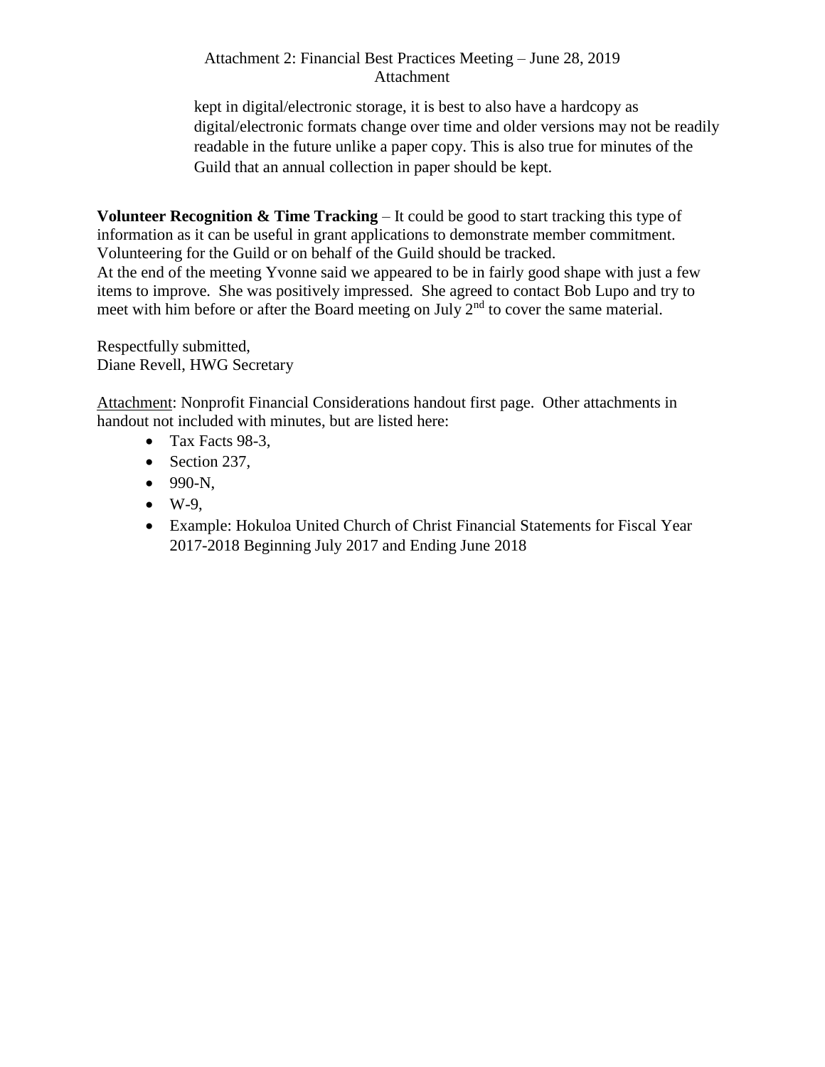kept in digital/electronic storage, it is best to also have a hardcopy as digital/electronic formats change over time and older versions may not be readily readable in the future unlike a paper copy. This is also true for minutes of the Guild that an annual collection in paper should be kept.

**Volunteer Recognition & Time Tracking** – It could be good to start tracking this type of information as it can be useful in grant applications to demonstrate member commitment. Volunteering for the Guild or on behalf of the Guild should be tracked.
At the end of the meeting Yvonne said we appeared to be in fairly good shape with just a few items to improve. She was positively impressed. She agreed to contact Bob Lupo and try to meet with him before or after the Board meeting on July 2nd to cover the same material.

Respectfully submitted,
Diane Revell, HWG Secretary

Attachment: Nonprofit Financial Considerations handout first page. Other attachments in handout not included with minutes, but are listed here:

- Tax Facts 98-3,
- Section 237,
- 990-N,
- W-9,
- Example: Hokuloa United Church of Christ Financial Statements for Fiscal Year 2017-2018 Beginning July 2017 and Ending June 2018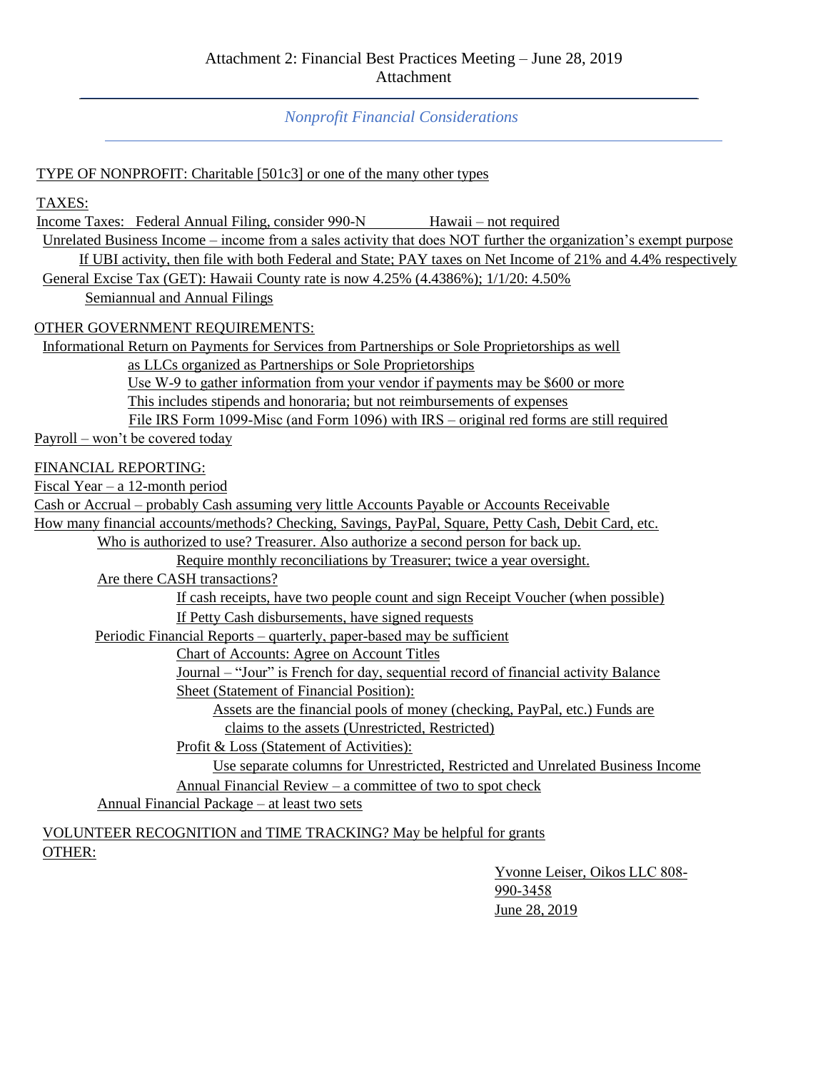Attachment 2: Financial Best Practices Meeting – June 28, 2019
Attachment

---

*Nonprofit Financial Considerations*

---

TYPE OF NONPROFIT: Charitable [501c3] or one of the many other types

TAXES:

Income Taxes: Federal Annual Filing, consider 990-N Hawaii – not required

Unrelated Business Income – income from a sales activity that does NOT further the organization's exempt purpose

If UBI activity, then file with both Federal and State; PAY taxes on Net Income of 21% and 4.4% respectively

General Excise Tax (GET): Hawaii County rate is now 4.25% (4.4386%); 1/1/20: 4.50%

Semiannual and Annual Filings

OTHER GOVERNMENT REQUIREMENTS:

Informational Return on Payments for Services from Partnerships or Sole Proprietorships as well as LLCs organized as Partnerships or Sole Proprietorships

Use W-9 to gather information from your vendor if payments may be $600 or more

This includes stipends and honoraria; but not reimbursements of expenses

File IRS Form 1099-Misc (and Form 1096) with IRS – original red forms are still required

Payroll – won't be covered today

FINANCIAL REPORTING:

Fiscal Year – a 12-month period

Cash or Accrual – probably Cash assuming very little Accounts Payable or Accounts Receivable

How many financial accounts/methods? Checking, Savings, PayPal, Square, Petty Cash, Debit Card, etc.

Who is authorized to use? Treasurer. Also authorize a second person for back up.

Require monthly reconciliations by Treasurer; twice a year oversight.

Are there CASH transactions?

If cash receipts, have two people count and sign Receipt Voucher (when possible)

If Petty Cash disbursements, have signed requests

Periodic Financial Reports – quarterly, paper-based may be sufficient

Chart of Accounts: Agree on Account Titles

Journal – "Jour" is French for day, sequential record of financial activity Balance Sheet (Statement of Financial Position):

Assets are the financial pools of money (checking, PayPal, etc.) Funds are claims to the assets (Unrestricted, Restricted)

Profit & Loss (Statement of Activities):

Use separate columns for Unrestricted, Restricted and Unrelated Business Income

Annual Financial Review – a committee of two to spot check

Annual Financial Package – at least two sets

VOLUNTEER RECOGNITION and TIME TRACKING? May be helpful for grants

OTHER:

Yvonne Leiser, Oikos LLC 808-990-3458
June 28, 2019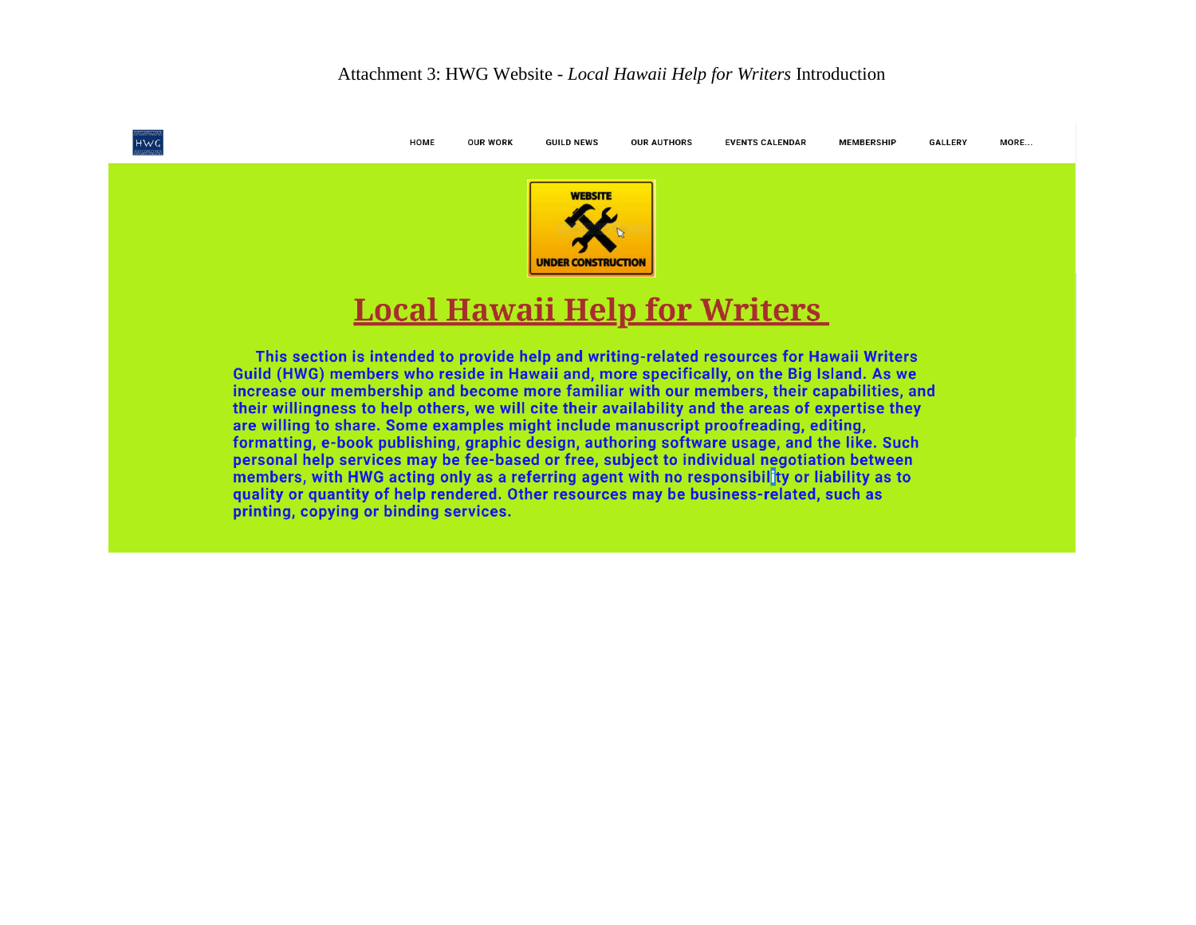Attachment 3: HWG Website - *Local Hawaii Help for Writers* Introduction

HWG

HOME OUR WORK GUILD NEWS OUR AUTHORS EVENTS CALENDAR MEMBERSHIP GALLERY MORE...

WEBSITE UNDER CONSTRUCTION

# Local Hawaii Help for Writers

**This section is intended to provide help and writing-related resources for Hawaii Writers Guild (HWG) members who reside in Hawaii and, more specifically, on the Big Island. As we increase our membership and become more familiar with our members, their capabilities, and their willingness to help others, we will cite their availability and the areas of expertise they are willing to share. Some examples might include manuscript proofreading, editing, formatting, e-book publishing, graphic design, authoring software usage, and the like. Such personal help services may be fee-based or free, subject to individual negotiation between members, with HWG acting only as a referring agent with no responsibility or liability as to quality or quantity of help rendered. Other resources may be business-related, such as printing, copying or binding services.**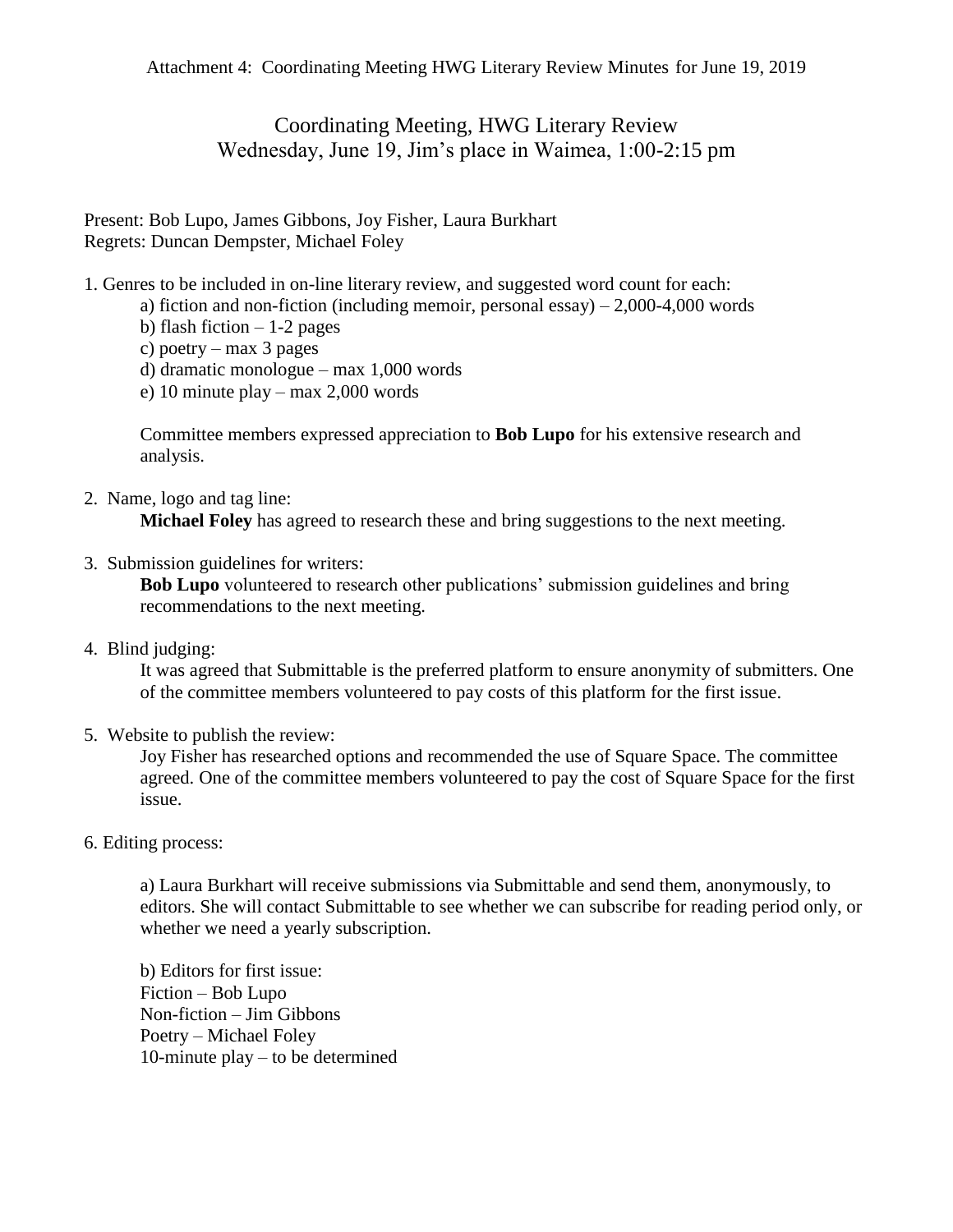Attachment 4: Coordinating Meeting HWG Literary Review Minutes for June 19, 2019

# Coordinating Meeting, HWG Literary Review
## Wednesday, June 19, Jim's place in Waimea, 1:00-2:15 pm

Present: Bob Lupo, James Gibbons, Joy Fisher, Laura Burkhart
Regrets: Duncan Dempster, Michael Foley

1. Genres to be included in on-line literary review, and suggested word count for each:
   - a) fiction and non-fiction (including memoir, personal essay) – 2,000-4,000 words
   - b) flash fiction – 1-2 pages
   - c) poetry – max 3 pages
   - d) dramatic monologue – max 1,000 words
   - e) 10 minute play – max 2,000 words

   Committee members expressed appreciation to **Bob Lupo** for his extensive research and analysis.

2. Name, logo and tag line:
   **Michael Foley** has agreed to research these and bring suggestions to the next meeting.

3. Submission guidelines for writers:
   **Bob Lupo** volunteered to research other publications' submission guidelines and bring recommendations to the next meeting.

4. Blind judging:
   It was agreed that Submittable is the preferred platform to ensure anonymity of submitters. One of the committee members volunteered to pay costs of this platform for the first issue.

5. Website to publish the review:
   Joy Fisher has researched options and recommended the use of Square Space. The committee agreed. One of the committee members volunteered to pay the cost of Square Space for the first issue.

6. Editing process:

   a) Laura Burkhart will receive submissions via Submittable and send them, anonymously, to editors. She will contact Submittable to see whether we can subscribe for reading period only, or whether we need a yearly subscription.

   b) Editors for first issue:
   Fiction – Bob Lupo
   Non-fiction – Jim Gibbons
   Poetry – Michael Foley
   10-minute play – to be determined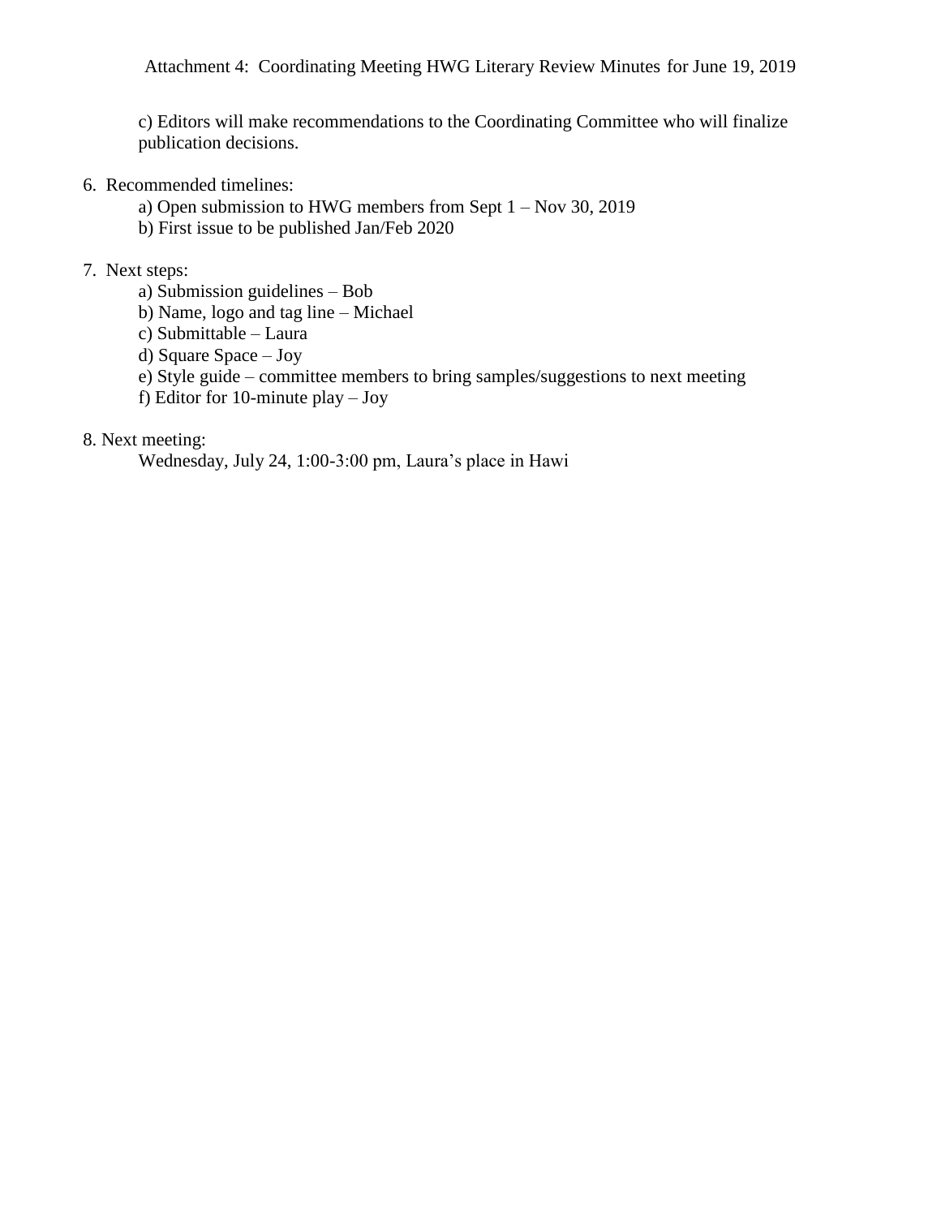c) Editors will make recommendations to the Coordinating Committee who will finalize publication decisions.

6. Recommended timelines:
    a) Open submission to HWG members from Sept 1 – Nov 30, 2019
    b) First issue to be published Jan/Feb 2020

7. Next steps:
    a) Submission guidelines – Bob
    b) Name, logo and tag line – Michael
    c) Submittable – Laura
    d) Square Space – Joy
    e) Style guide – committee members to bring samples/suggestions to next meeting
    f) Editor for 10-minute play – Joy

8. Next meeting:
    Wednesday, July 24, 1:00-3:00 pm, Laura's place in Hawi